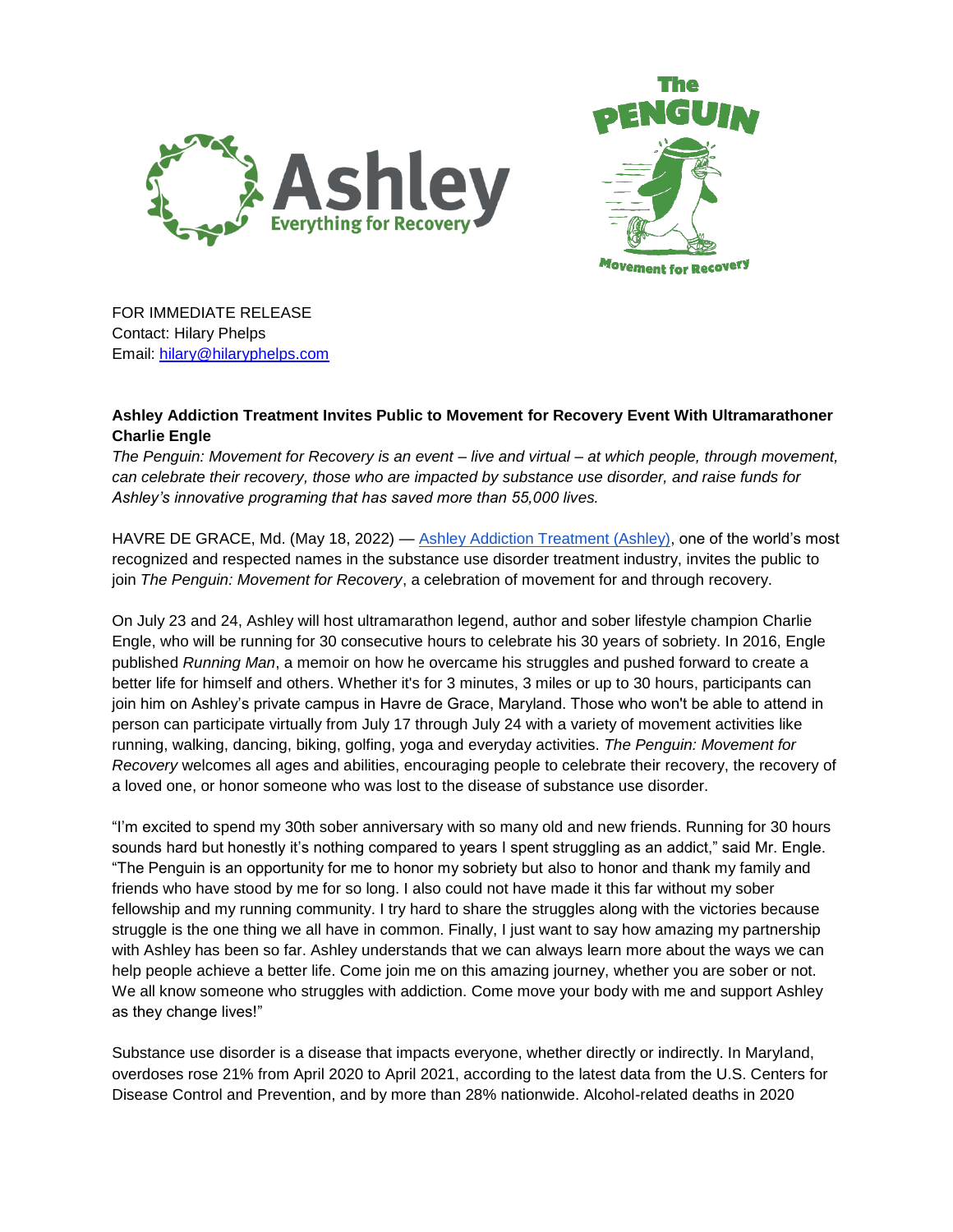FOR IMMEDIATE RELEASE
Contact: Hilary Phelps
Email: [hilary@hilaryphelps.com](mailto:hilary@hilaryphelps.com)

**Ashley Addiction Treatment Invites Public to Movement for Recovery Event With Ultramarathoner Charlie Engle**

*The Penguin: Movement for Recovery is an event – live and virtual – at which people, through movement, can celebrate their recovery, those who are impacted by substance use disorder, and raise funds for Ashley's innovative programing that has saved more than 55,000 lives.*

HAVRE DE GRACE, Md. (May 18, 2022) — [Ashley Addiction Treatment (Ashley)](), one of the world's most recognized and respected names in the substance use disorder treatment industry, invites the public to join *The Penguin: Movement for Recovery*, a celebration of movement for and through recovery.

On July 23 and 24, Ashley will host ultramarathon legend, author and sober lifestyle champion Charlie Engle, who will be running for 30 consecutive hours to celebrate his 30 years of sobriety. In 2016, Engle published *Running Man*, a memoir on how he overcame his struggles and pushed forward to create a better life for himself and others. Whether it's for 3 minutes, 3 miles or up to 30 hours, participants can join him on Ashley's private campus in Havre de Grace, Maryland. Those who won't be able to attend in person can participate virtually from July 17 through July 24 with a variety of movement activities like running, walking, dancing, biking, golfing, yoga and everyday activities. *The Penguin: Movement for Recovery* welcomes all ages and abilities, encouraging people to celebrate their recovery, the recovery of a loved one, or honor someone who was lost to the disease of substance use disorder.

"I'm excited to spend my 30th sober anniversary with so many old and new friends. Running for 30 hours sounds hard but honestly it's nothing compared to years I spent struggling as an addict," said Mr. Engle. "The Penguin is an opportunity for me to honor my sobriety but also to honor and thank my family and friends who have stood by me for so long. I also could not have made it this far without my sober fellowship and my running community. I try hard to share the struggles along with the victories because struggle is the one thing we all have in common. Finally, I just want to say how amazing my partnership with Ashley has been so far. Ashley understands that we can always learn more about the ways we can help people achieve a better life. Come join me on this amazing journey, whether you are sober or not. We all know someone who struggles with addiction. Come move your body with me and support Ashley as they change lives!"

Substance use disorder is a disease that impacts everyone, whether directly or indirectly. In Maryland, overdoses rose 21% from April 2020 to April 2021, according to the latest data from the U.S. Centers for Disease Control and Prevention, and by more than 28% nationwide. Alcohol-related deaths in 2020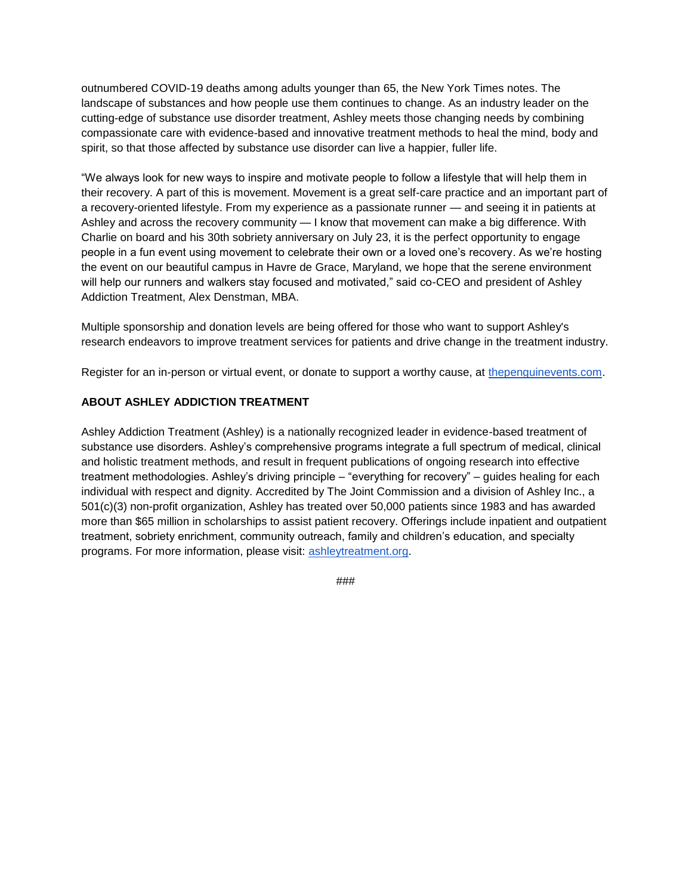outnumbered COVID-19 deaths among adults younger than 65, the New York Times notes. The landscape of substances and how people use them continues to change. As an industry leader on the cutting-edge of substance use disorder treatment, Ashley meets those changing needs by combining compassionate care with evidence-based and innovative treatment methods to heal the mind, body and spirit, so that those affected by substance use disorder can live a happier, fuller life.

"We always look for new ways to inspire and motivate people to follow a lifestyle that will help them in their recovery. A part of this is movement. Movement is a great self-care practice and an important part of a recovery-oriented lifestyle. From my experience as a passionate runner — and seeing it in patients at Ashley and across the recovery community — I know that movement can make a big difference. With Charlie on board and his 30th sobriety anniversary on July 23, it is the perfect opportunity to engage people in a fun event using movement to celebrate their own or a loved one's recovery. As we're hosting the event on our beautiful campus in Havre de Grace, Maryland, we hope that the serene environment will help our runners and walkers stay focused and motivated," said co-CEO and president of Ashley Addiction Treatment, Alex Denstman, MBA.

Multiple sponsorship and donation levels are being offered for those who want to support Ashley's research endeavors to improve treatment services for patients and drive change in the treatment industry.

Register for an in-person or virtual event, or donate to support a worthy cause, at [thepenguinevents.com](thepenguinevents.com).

**ABOUT ASHLEY ADDICTION TREATMENT**

Ashley Addiction Treatment (Ashley) is a nationally recognized leader in evidence-based treatment of substance use disorders. Ashley's comprehensive programs integrate a full spectrum of medical, clinical and holistic treatment methods, and result in frequent publications of ongoing research into effective treatment methodologies. Ashley's driving principle – "everything for recovery" – guides healing for each individual with respect and dignity. Accredited by The Joint Commission and a division of Ashley Inc., a 501(c)(3) non-profit organization, Ashley has treated over 50,000 patients since 1983 and has awarded more than $65 million in scholarships to assist patient recovery. Offerings include inpatient and outpatient treatment, sobriety enrichment, community outreach, family and children's education, and specialty programs. For more information, please visit: [ashleytreatment.org](ashleytreatment.org).

###